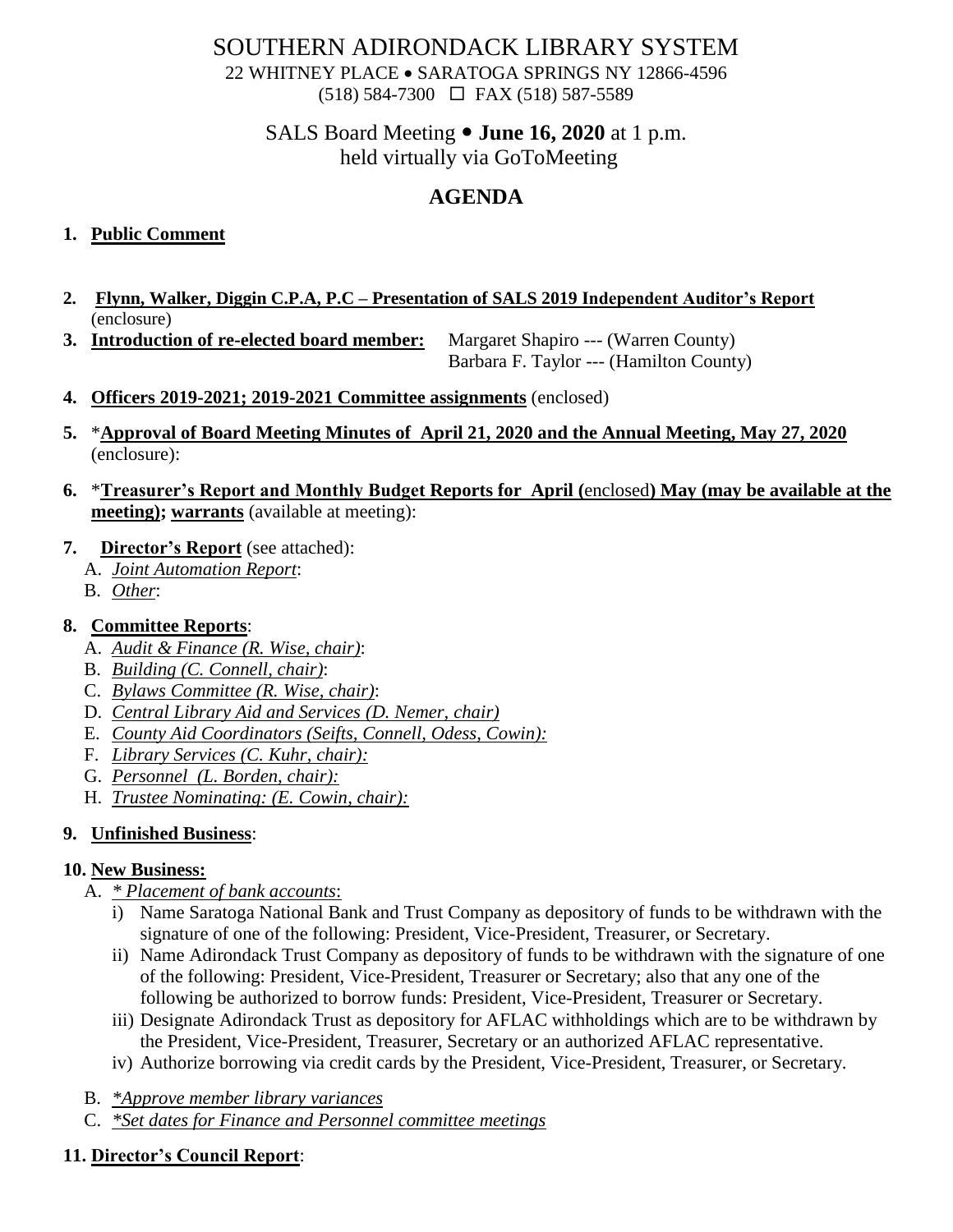# SOUTHERN ADIRONDACK LIBRARY SYSTEM

22 WHITNEY PLACE • SARATOGA SPRINGS NY 12866-4596

(518) 584-7300 ☐ FAX (518) 587-5589

SALS Board Meeting • **June 16, 2020** at 1 p.m.
held virtually via GoToMeeting

## AGENDA

1. **Public Comment**

2. **Flynn, Walker, Diggin C.P.A, P.C – Presentation of SALS 2019 Independent Auditor's Report** (enclosure)

3. **Introduction of re-elected board member:** Margaret Shapiro --- (Warren County)
   Barbara F. Taylor --- (Hamilton County)

4. **Officers 2019-2021; 2019-2021 Committee assignments** (enclosed)

5. *__Approval of Board Meeting Minutes of April 21, 2020 and the Annual Meeting, May 27, 2020__ (enclosure):

6. *__Treasurer's Report and Monthly Budget Reports for April (__enclosed__) May (may be available at the meeting); warrants__ (available at meeting):

7. **Director's Report** (see attached):
   - A. *Joint Automation Report*:
   - B. *Other*:

8. **Committee Reports**:
   - A. *Audit & Finance (R. Wise, chair)*:
   - B. *Building (C. Connell, chair)*:
   - C. *Bylaws Committee (R. Wise, chair)*:
   - D. *Central Library Aid and Services (D. Nemer, chair)*
   - E. *County Aid Coordinators (Seifts, Connell, Odess, Cowin):*
   - F. *Library Services (C. Kuhr, chair):*
   - G. *Personnel (L. Borden, chair):*
   - H. *Trustee Nominating: (E. Cowin, chair):*

9. **Unfinished Business**:

10. **New Business:**
    - A. *\* Placement of bank accounts*:
      - i) Name Saratoga National Bank and Trust Company as depository of funds to be withdrawn with the signature of one of the following: President, Vice-President, Treasurer, or Secretary.
      - ii) Name Adirondack Trust Company as depository of funds to be withdrawn with the signature of one of the following: President, Vice-President, Treasurer or Secretary; also that any one of the following be authorized to borrow funds: President, Vice-President, Treasurer or Secretary.
      - iii) Designate Adirondack Trust as depository for AFLAC withholdings which are to be withdrawn by the President, Vice-President, Treasurer, Secretary or an authorized AFLAC representative.
      - iv) Authorize borrowing via credit cards by the President, Vice-President, Treasurer, or Secretary.
    - B. *\*Approve member library variances*
    - C. *\*Set dates for Finance and Personnel committee meetings*

11. **Director's Council Report**: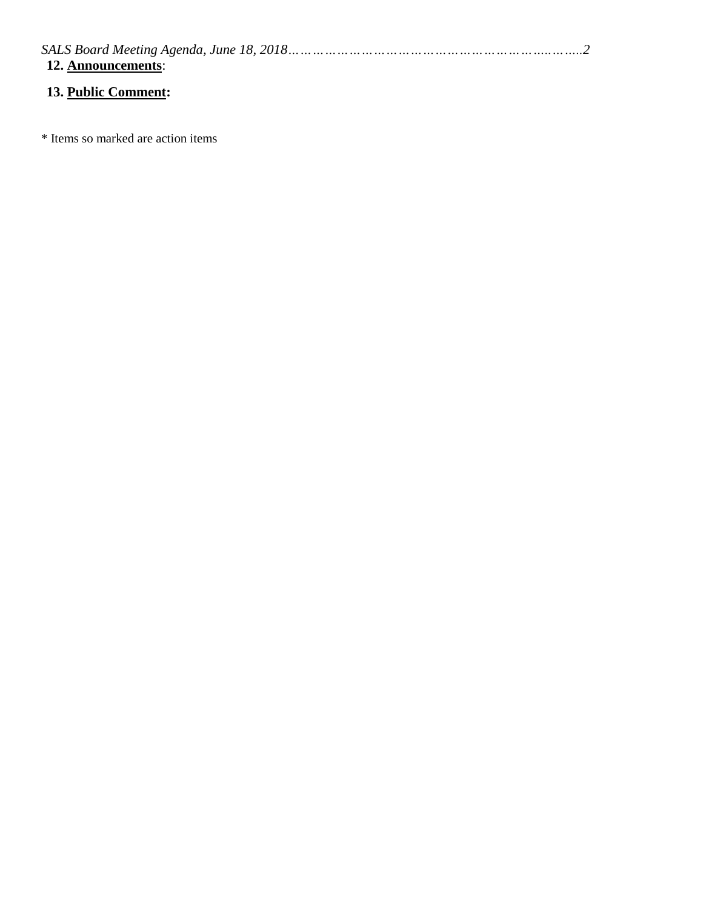**12. <u>Announcements</u>**:

**13. <u>Public Comment</u>:**

* Items so marked are action items